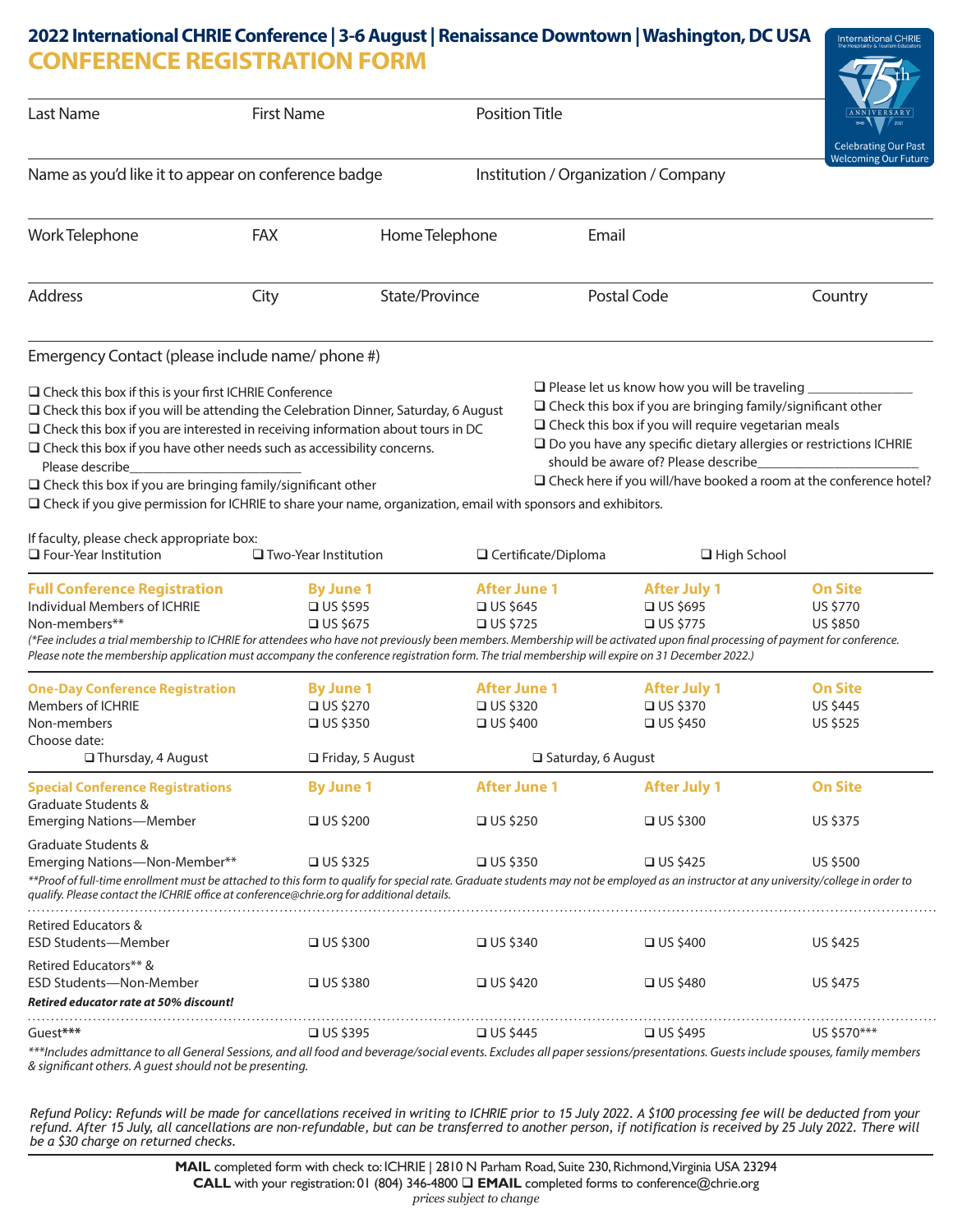# 2022 International CHRIE Conference | 3-6 August | Renaissance Downtown | Washington, DC USA

## CONFERENCE REGISTRATION FORM

International CHRIE — The Hospitality & Tourism Educators — 75th Anniversary — Celebrating Our Past, Welcoming Our Future

| Last Name | First Name | Position Title | |
|---|---|---|---|
| Name as you'd like it to appear on conference badge | | Institution / Organization / Company | |

| Work Telephone | FAX | Home Telephone | Email | |
|---|---|---|---|---|
| Address | City | State/Province | Postal Code | Country |

Emergency Contact (please include name/ phone #)

- ❑ Check this box if this is your first ICHRIE Conference
- ❑ Check this box if you will be attending the Celebration Dinner, Saturday, 6 August
- ❑ Check this box if you are interested in receiving information about tours in DC
- ❑ Check this box if you have other needs such as accessibility concerns. Please describe\_\_\_\_\_\_\_\_\_\_\_\_\_\_\_\_\_\_\_\_\_\_\_\_
- ❑ Check this box if you are bringing family/significant other
- ❑ Please let us know how you will be traveling \_\_\_\_\_\_\_\_\_\_\_\_\_\_\_
- ❑ Check this box if you are bringing family/significant other
- ❑ Check this box if you will require vegetarian meals
- ❑ Do you have any specific dietary allergies or restrictions ICHRIE should be aware of? Please describe\_\_\_\_\_\_\_\_\_\_\_\_\_\_\_\_\_\_\_\_\_\_
- ❑ Check here if you will/have booked a room at the conference hotel?
- ❑ Check if you give permission for ICHRIE to share your name, organization, email with sponsors and exhibitors.

If faculty, please check appropriate box:
❑ Four-Year Institution ❑ Two-Year Institution ❑ Certificate/Diploma ❑ High School

| Full Conference Registration | By June 1 | After June 1 | After July 1 | On Site |
|---|---|---|---|---|
| Individual Members of ICHRIE | ❑ US $595 | ❑ US $645 | ❑ US $695 | US $770 |
| Non-members** | ❑ US $675 | ❑ US $725 | ❑ US $775 | US $850 |

*(\*Fee includes a trial membership to ICHRIE for attendees who have not previously been members. Membership will be activated upon final processing of payment for conference. Please note the membership application must accompany the conference registration form. The trial membership will expire on 31 December 2022.)*

| One-Day Conference Registration | By June 1 | After June 1 | After July 1 | On Site |
|---|---|---|---|---|
| Members of ICHRIE | ❑ US $270 | ❑ US $320 | ❑ US $370 | US $445 |
| Non-members | ❑ US $350 | ❑ US $400 | ❑ US $450 | US $525 |

Choose date:
❑ Thursday, 4 August ❑ Friday, 5 August ❑ Saturday, 6 August

| Special Conference Registrations | By June 1 | After June 1 | After July 1 | On Site |
|---|---|---|---|---|
| Graduate Students & Emerging Nations—Member | ❑ US $200 | ❑ US $250 | ❑ US $300 | US $375 |
| Graduate Students & Emerging Nations—Non-Member** | ❑ US $325 | ❑ US $350 | ❑ US $425 | US $500 |

*\*\*Proof of full-time enrollment must be attached to this form to qualify for special rate. Graduate students may not be employed as an instructor at any university/college in order to qualify. Please contact the ICHRIE office at conference@chrie.org for additional details.*

| | By June 1 | After June 1 | After July 1 | On Site |
|---|---|---|---|---|
| Retired Educators & ESD Students—Member | ❑ US $300 | ❑ US $340 | ❑ US $400 | US $425 |
| Retired Educators** & ESD Students—Non-Member | ❑ US $380 | ❑ US $420 | ❑ US $480 | US $475 |

***Retired educator rate at 50% discount!***

| | By June 1 | After June 1 | After July 1 | On Site |
|---|---|---|---|---|
| Guest*** | ❑ US $395 | ❑ US $445 | ❑ US $495 | US $570*** |

*\*\*\*Includes admittance to all General Sessions, and all food and beverage/social events. Excludes all paper sessions/presentations. Guests include spouses, family members & significant others. A guest should not be presenting.*

*Refund Policy: Refunds will be made for cancellations received in writing to ICHRIE prior to 15 July 2022. A $100 processing fee will be deducted from your refund. After 15 July, all cancellations are non-refundable, but can be transferred to another person, if notification is received by 25 July 2022. There will be a $30 charge on returned checks.*

**MAIL** completed form with check to: ICHRIE | 2810 N Parham Road, Suite 230, Richmond, Virginia USA 23294
**CALL** with your registration: 01 (804) 346-4800 ❑ **EMAIL** completed forms to conference@chrie.org

*prices subject to change*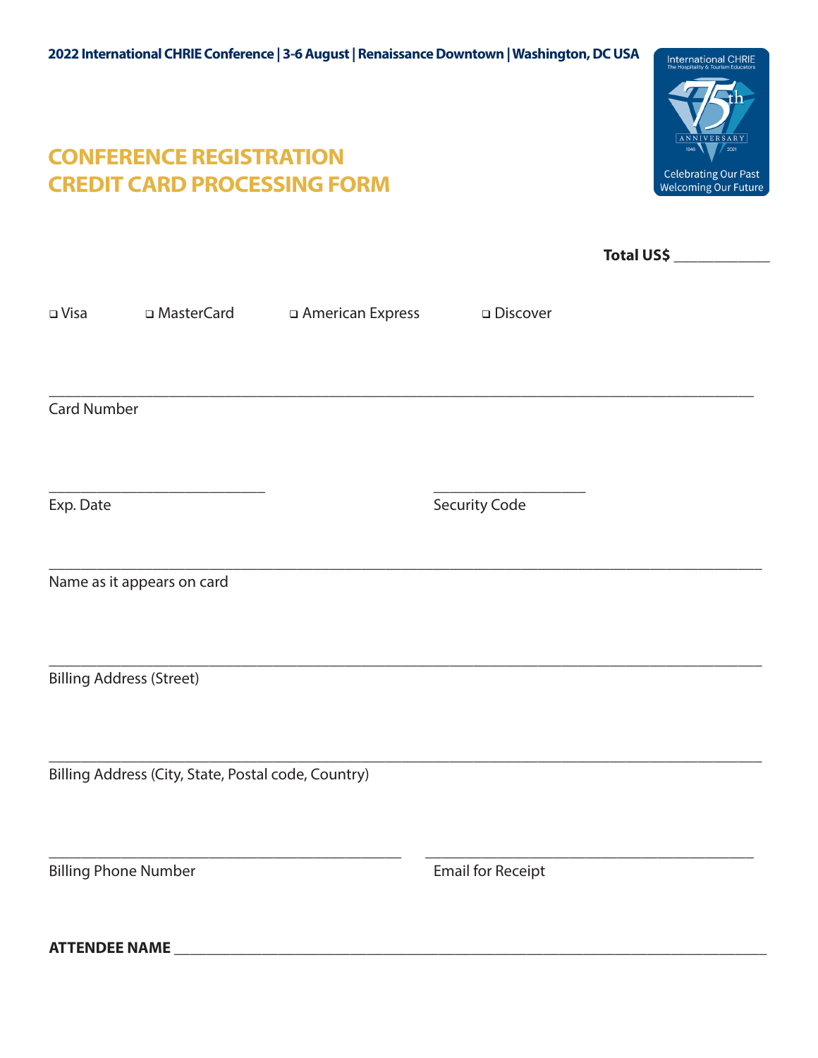2022 International CHRIE Conference | 3-6 August | Renaissance Downtown | Washington, DC USA

International CHRIE
The Hospitality & Tourism Educators
75th ANNIVERSARY
1946 2021
Celebrating Our Past
Welcoming Our Future

# CONFERENCE REGISTRATION CREDIT CARD PROCESSING FORM

**Total US$** ____________

❑ Visa ❑ MasterCard ❑ American Express ❑ Discover

______________________________________________________________________________
Card Number

__________________________ __________________
Exp. Date Security Code

______________________________________________________________________________
Name as it appears on card

______________________________________________________________________________
Billing Address (Street)

______________________________________________________________________________
Billing Address (City, State, Postal code, Country)

__________________________________________ _______________________________________
Billing Phone Number Email for Receipt

**ATTENDEE NAME** ________________________________________________________________